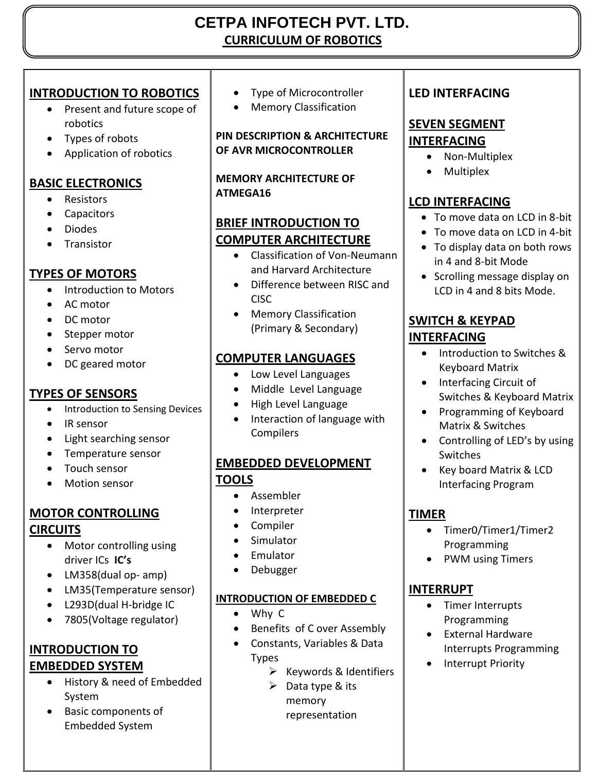# CETPA INFOTECH PVT. LTD.

## CURRICULUM OF ROBOTICS

### INTRODUCTION TO ROBOTICS

- Present and future scope of robotics
- Types of robots
- Application of robotics

### BASIC ELECTRONICS

- Resistors
- Capacitors
- Diodes
- Transistor

### TYPES OF MOTORS

- Introduction to Motors
- AC motor
- DC motor
- Stepper motor
- Servo motor
- DC geared motor

### TYPES OF SENSORS

- Introduction to Sensing Devices
- IR sensor
- Light searching sensor
- Temperature sensor
- Touch sensor
- Motion sensor

### MOTOR CONTROLLING CIRCUITS

- Motor controlling using driver ICs **IC's**
- LM358(dual op- amp)
- LM35(Temperature sensor)
- L293D(dual H-bridge IC
- 7805(Voltage regulator)

### INTRODUCTION TO EMBEDDED SYSTEM

- History & need of Embedded System
- Basic components of Embedded System
- Type of Microcontroller
- Memory Classification

**PIN DESCRIPTION & ARCHITECTURE OF AVR MICROCONTROLLER**

**MEMORY ARCHITECTURE OF ATMEGA16**

### BRIEF INTRODUCTION TO COMPUTER ARCHITECTURE

- Classification of Von-Neumann and Harvard Architecture
- Difference between RISC and CISC
- Memory Classification (Primary & Secondary)

### COMPUTER LANGUAGES

- Low Level Languages
- Middle Level Language
- High Level Language
- Interaction of language with Compilers

### EMBEDDED DEVELOPMENT TOOLS

- Assembler
- Interpreter
- Compiler
- Simulator
- Emulator
- Debugger

**INTRODUCTION OF EMBEDDED C**

- Why C
- Benefits of C over Assembly
- Constants, Variables & Data Types
  - Keywords & Identifiers
  - Data type & its memory representation

### LED INTERFACING

### SEVEN SEGMENT INTERFACING

- Non-Multiplex
- Multiplex

### LCD INTERFACING

- To move data on LCD in 8-bit
- To move data on LCD in 4-bit
- To display data on both rows in 4 and 8-bit Mode
- Scrolling message display on LCD in 4 and 8 bits Mode.

### SWITCH & KEYPAD INTERFACING

- Introduction to Switches & Keyboard Matrix
- Interfacing Circuit of Switches & Keyboard Matrix
- Programming of Keyboard Matrix & Switches
- Controlling of LED's by using Switches
- Key board Matrix & LCD Interfacing Program

### TIMER

- Timer0/Timer1/Timer2 Programming
- PWM using Timers

### INTERRUPT

- Timer Interrupts Programming
- External Hardware Interrupts Programming
- Interrupt Priority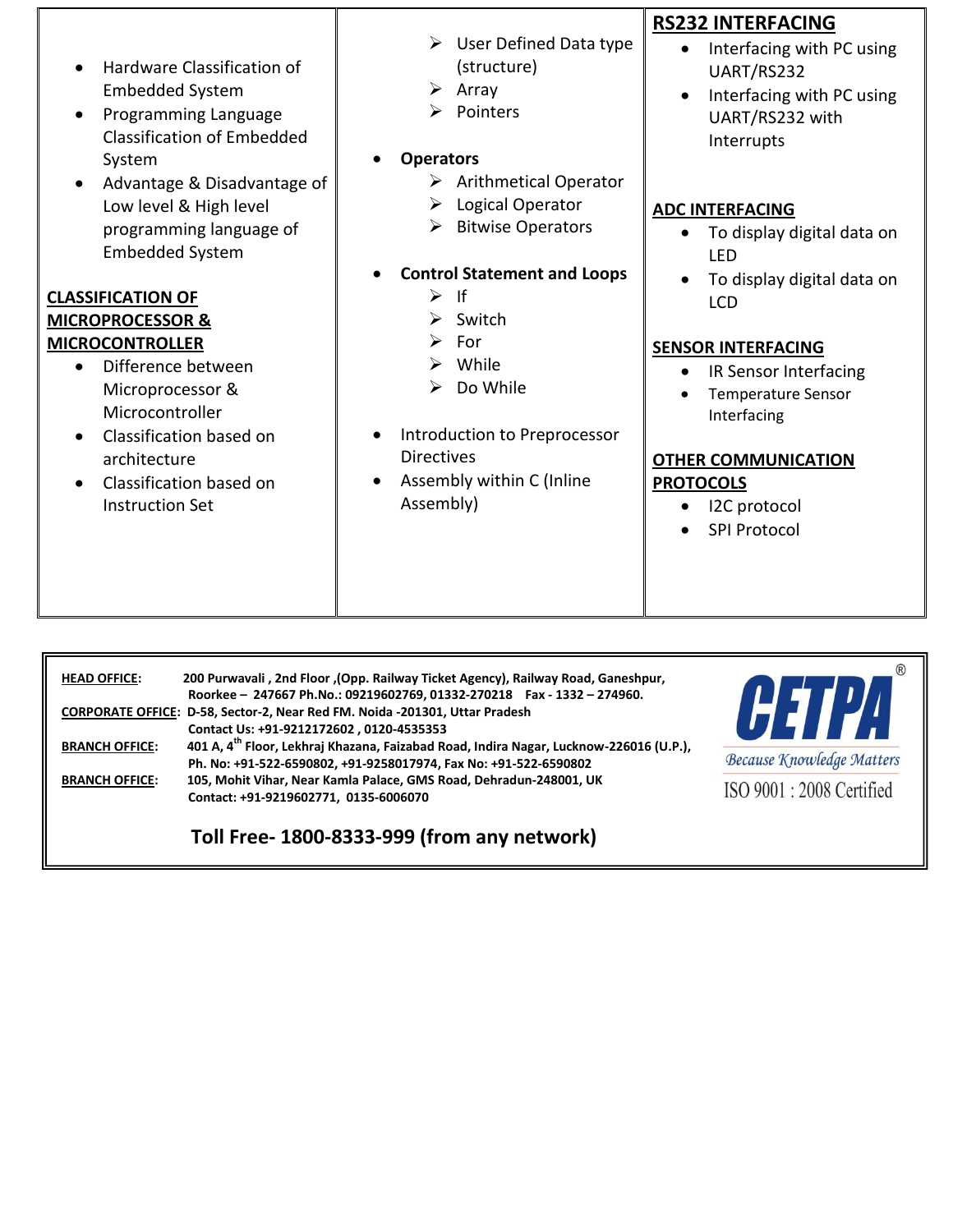- Hardware Classification of Embedded System
- Programming Language Classification of Embedded System
- Advantage & Disadvantage of Low level & High level programming language of Embedded System

**CLASSIFICATION OF MICROPROCESSOR & MICROCONTROLLER**

- Difference between Microprocessor & Microcontroller
- Classification based on architecture
- Classification based on Instruction Set

  - User Defined Data type (structure)
  - Array
  - Pointers

- **Operators**
  - Arithmetical Operator
  - Logical Operator
  - Bitwise Operators

- **Control Statement and Loops**
  - If
  - Switch
  - For
  - While
  - Do While

- Introduction to Preprocessor Directives
- Assembly within C (Inline Assembly)

**RS232 INTERFACING**

- Interfacing with PC using UART/RS232
- Interfacing with PC using UART/RS232 with Interrupts

**ADC INTERFACING**

- To display digital data on LED
- To display digital data on LCD

**SENSOR INTERFACING**

- IR Sensor Interfacing
- Temperature Sensor Interfacing

**OTHER COMMUNICATION PROTOCOLS**

- I2C protocol
- SPI Protocol

**HEAD OFFICE:** 200 Purwavali , 2nd Floor ,(Opp. Railway Ticket Agency), Railway Road, Ganeshpur, Roorkee – 247667 Ph.No.: 09219602769, 01332-270218 Fax - 1332 – 274960.

**CORPORATE OFFICE:** D-58, Sector-2, Near Red FM. Noida -201301, Uttar Pradesh Contact Us: +91-9212172602 , 0120-4535353

**BRANCH OFFICE:** 401 A, 4th Floor, Lekhraj Khazana, Faizabad Road, Indira Nagar, Lucknow-226016 (U.P.), Ph. No: +91-522-6590802, +91-9258017974, Fax No: +91-522-6590802

**BRANCH OFFICE:** 105, Mohit Vihar, Near Kamla Palace, GMS Road, Dehradun-248001, UK Contact: +91-9219602771, 0135-6006070

**Toll Free- 1800-8333-999 (from any network)**

CETPA®

*Because Knowledge Matters*

ISO 9001 : 2008 Certified